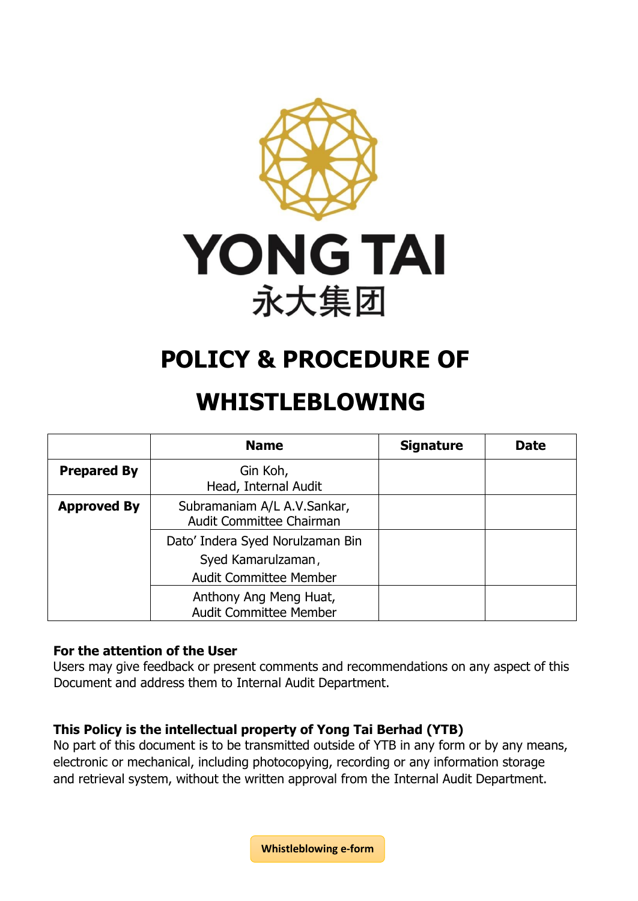YONG TAI

永大集团

# POLICY & PROCEDURE OF WHISTLEBLOWING

| | Name | Signature | Date |
|---|---|---|---|
| **Prepared By** | Gin Koh, Head, Internal Audit | | |
| **Approved By** | Subramaniam A/L A.V.Sankar, Audit Committee Chairman | | |
| | Dato' Indera Syed Norulzaman Bin Syed Kamarulzaman, Audit Committee Member | | |
| | Anthony Ang Meng Huat, Audit Committee Member | | |

**For the attention of the User**
Users may give feedback or present comments and recommendations on any aspect of this Document and address them to Internal Audit Department.

**This Policy is the intellectual property of Yong Tai Berhad (YTB)**
No part of this document is to be transmitted outside of YTB in any form or by any means, electronic or mechanical, including photocopying, recording or any information storage and retrieval system, without the written approval from the Internal Audit Department.

**Whistleblowing e-form**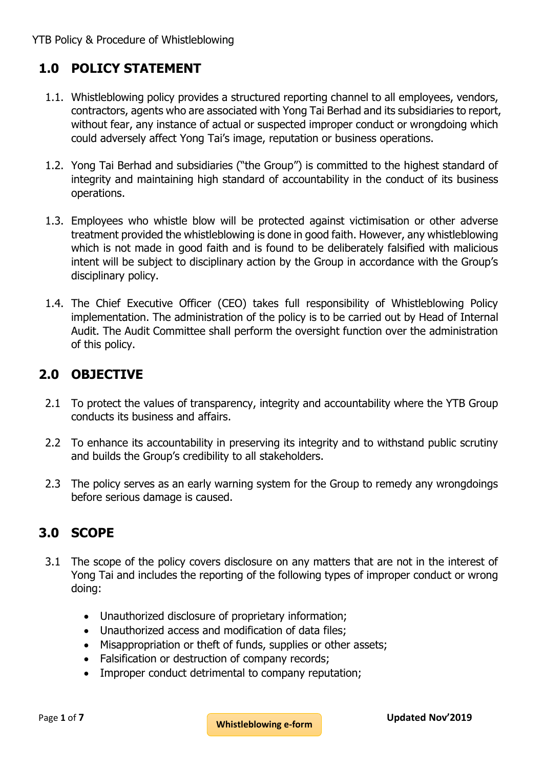## 1.0 POLICY STATEMENT

1.1. Whistleblowing policy provides a structured reporting channel to all employees, vendors, contractors, agents who are associated with Yong Tai Berhad and its subsidiaries to report, without fear, any instance of actual or suspected improper conduct or wrongdoing which could adversely affect Yong Tai's image, reputation or business operations.

1.2. Yong Tai Berhad and subsidiaries ("the Group") is committed to the highest standard of integrity and maintaining high standard of accountability in the conduct of its business operations.

1.3. Employees who whistle blow will be protected against victimisation or other adverse treatment provided the whistleblowing is done in good faith. However, any whistleblowing which is not made in good faith and is found to be deliberately falsified with malicious intent will be subject to disciplinary action by the Group in accordance with the Group's disciplinary policy.

1.4. The Chief Executive Officer (CEO) takes full responsibility of Whistleblowing Policy implementation. The administration of the policy is to be carried out by Head of Internal Audit. The Audit Committee shall perform the oversight function over the administration of this policy.

## 2.0 OBJECTIVE

2.1 To protect the values of transparency, integrity and accountability where the YTB Group conducts its business and affairs.

2.2 To enhance its accountability in preserving its integrity and to withstand public scrutiny and builds the Group's credibility to all stakeholders.

2.3 The policy serves as an early warning system for the Group to remedy any wrongdoings before serious damage is caused.

## 3.0 SCOPE

3.1 The scope of the policy covers disclosure on any matters that are not in the interest of Yong Tai and includes the reporting of the following types of improper conduct or wrong doing:

- Unauthorized disclosure of proprietary information;
- Unauthorized access and modification of data files;
- Misappropriation or theft of funds, supplies or other assets;
- Falsification or destruction of company records;
- Improper conduct detrimental to company reputation;

Whistleblowing e-form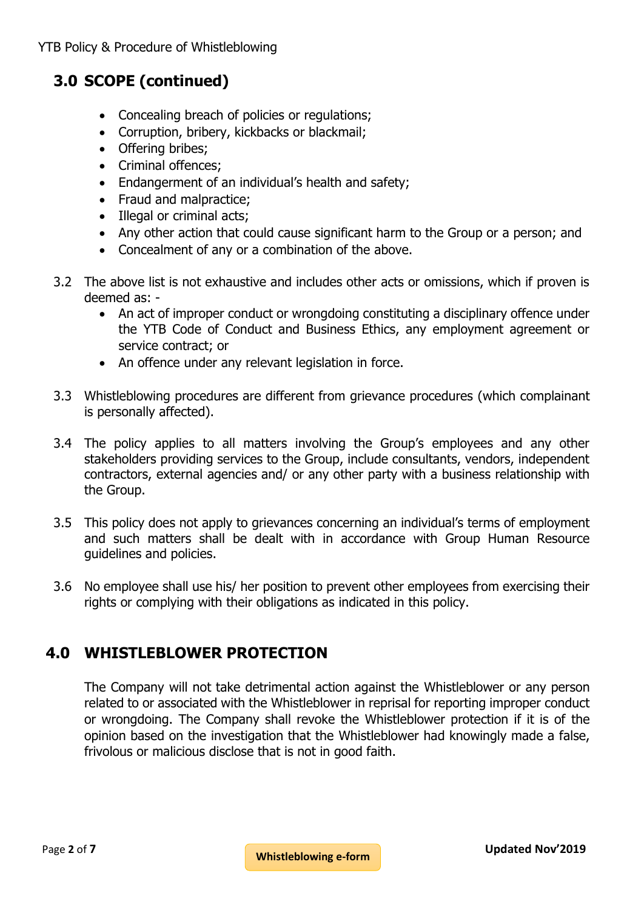## 3.0 SCOPE (continued)

- Concealing breach of policies or regulations;
- Corruption, bribery, kickbacks or blackmail;
- Offering bribes;
- Criminal offences;
- Endangerment of an individual's health and safety;
- Fraud and malpractice;
- Illegal or criminal acts;
- Any other action that could cause significant harm to the Group or a person; and
- Concealment of any or a combination of the above.

3.2 The above list is not exhaustive and includes other acts or omissions, which if proven is deemed as: -

- An act of improper conduct or wrongdoing constituting a disciplinary offence under the YTB Code of Conduct and Business Ethics, any employment agreement or service contract; or
- An offence under any relevant legislation in force.

3.3 Whistleblowing procedures are different from grievance procedures (which complainant is personally affected).

3.4 The policy applies to all matters involving the Group's employees and any other stakeholders providing services to the Group, include consultants, vendors, independent contractors, external agencies and/ or any other party with a business relationship with the Group.

3.5 This policy does not apply to grievances concerning an individual's terms of employment and such matters shall be dealt with in accordance with Group Human Resource guidelines and policies.

3.6 No employee shall use his/ her position to prevent other employees from exercising their rights or complying with their obligations as indicated in this policy.

## 4.0 WHISTLEBLOWER PROTECTION

The Company will not take detrimental action against the Whistleblower or any person related to or associated with the Whistleblower in reprisal for reporting improper conduct or wrongdoing. The Company shall revoke the Whistleblower protection if it is of the opinion based on the investigation that the Whistleblower had knowingly made a false, frivolous or malicious disclose that is not in good faith.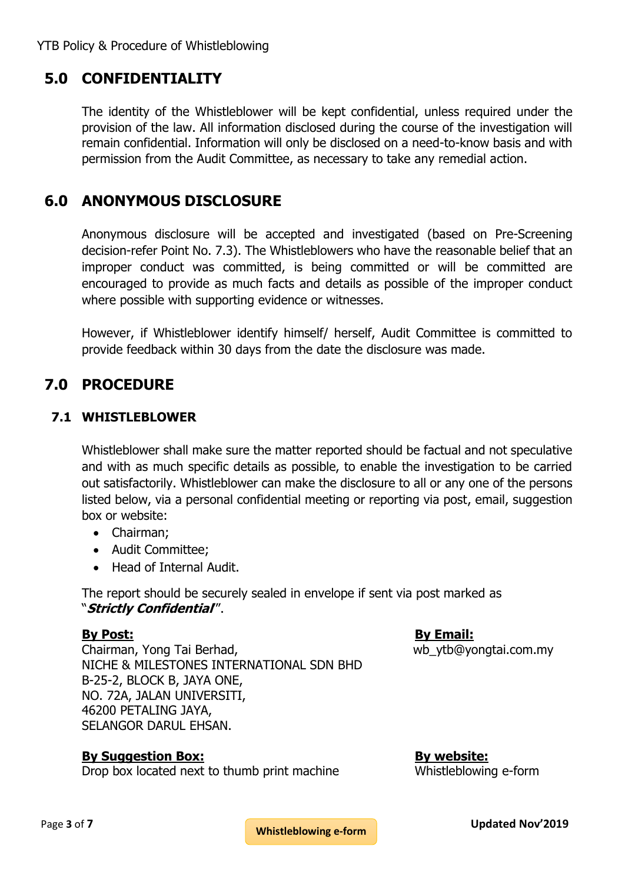## 5.0 CONFIDENTIALITY

The identity of the Whistleblower will be kept confidential, unless required under the provision of the law. All information disclosed during the course of the investigation will remain confidential. Information will only be disclosed on a need-to-know basis and with permission from the Audit Committee, as necessary to take any remedial action.

## 6.0 ANONYMOUS DISCLOSURE

Anonymous disclosure will be accepted and investigated (based on Pre-Screening decision-refer Point No. 7.3). The Whistleblowers who have the reasonable belief that an improper conduct was committed, is being committed or will be committed are encouraged to provide as much facts and details as possible of the improper conduct where possible with supporting evidence or witnesses.

However, if Whistleblower identify himself/ herself, Audit Committee is committed to provide feedback within 30 days from the date the disclosure was made.

## 7.0 PROCEDURE

### 7.1 WHISTLEBLOWER

Whistleblower shall make sure the matter reported should be factual and not speculative and with as much specific details as possible, to enable the investigation to be carried out satisfactorily. Whistleblower can make the disclosure to all or any one of the persons listed below, via a personal confidential meeting or reporting via post, email, suggestion box or website:

- Chairman;
- Audit Committee;
- Head of Internal Audit.

The report should be securely sealed in envelope if sent via post marked as "***Strictly Confidential***".

**By Post:**
Chairman, Yong Tai Berhad,
NICHE & MILESTONES INTERNATIONAL SDN BHD
B-25-2, BLOCK B, JAYA ONE,
NO. 72A, JALAN UNIVERSITI,
46200 PETALING JAYA,
SELANGOR DARUL EHSAN.

**By Email:**
wb_ytb@yongtai.com.my

**By Suggestion Box:**
Drop box located next to thumb print machine

**By website:**
Whistleblowing e-form

Whistleblowing e-form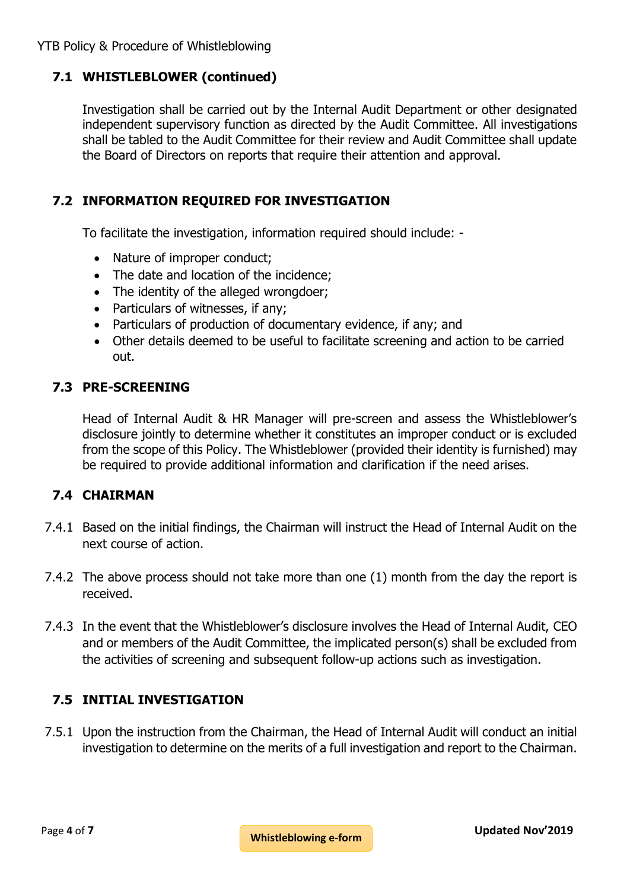## 7.1 WHISTLEBLOWER (continued)

Investigation shall be carried out by the Internal Audit Department or other designated independent supervisory function as directed by the Audit Committee. All investigations shall be tabled to the Audit Committee for their review and Audit Committee shall update the Board of Directors on reports that require their attention and approval.

## 7.2 INFORMATION REQUIRED FOR INVESTIGATION

To facilitate the investigation, information required should include: -

- Nature of improper conduct;
- The date and location of the incidence;
- The identity of the alleged wrongdoer;
- Particulars of witnesses, if any;
- Particulars of production of documentary evidence, if any; and
- Other details deemed to be useful to facilitate screening and action to be carried out.

## 7.3 PRE-SCREENING

Head of Internal Audit & HR Manager will pre-screen and assess the Whistleblower's disclosure jointly to determine whether it constitutes an improper conduct or is excluded from the scope of this Policy. The Whistleblower (provided their identity is furnished) may be required to provide additional information and clarification if the need arises.

## 7.4 CHAIRMAN

7.4.1 Based on the initial findings, the Chairman will instruct the Head of Internal Audit on the next course of action.

7.4.2 The above process should not take more than one (1) month from the day the report is received.

7.4.3 In the event that the Whistleblower's disclosure involves the Head of Internal Audit, CEO and or members of the Audit Committee, the implicated person(s) shall be excluded from the activities of screening and subsequent follow-up actions such as investigation.

## 7.5 INITIAL INVESTIGATION

7.5.1 Upon the instruction from the Chairman, the Head of Internal Audit will conduct an initial investigation to determine on the merits of a full investigation and report to the Chairman.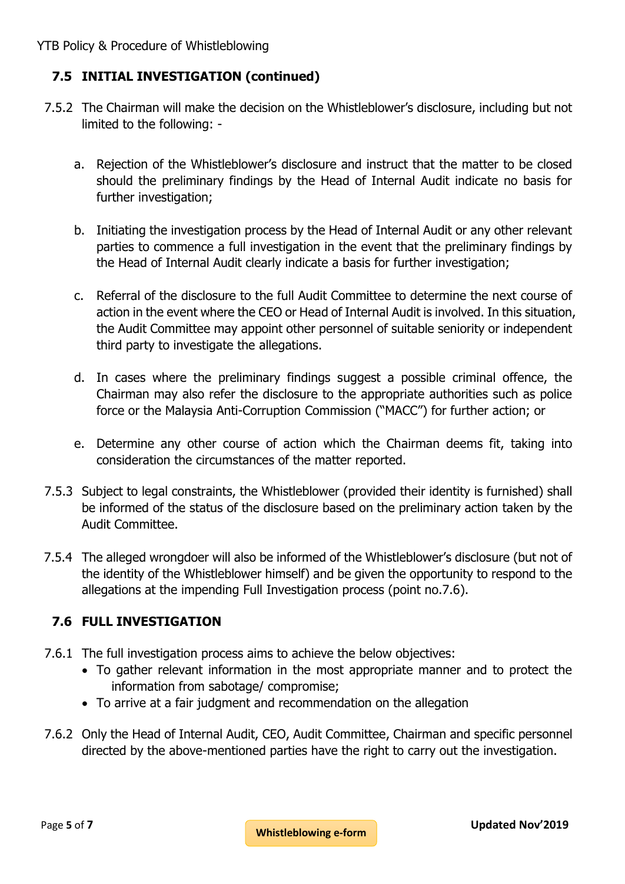## 7.5 INITIAL INVESTIGATION (continued)

7.5.2 The Chairman will make the decision on the Whistleblower's disclosure, including but not limited to the following: -

a. Rejection of the Whistleblower's disclosure and instruct that the matter to be closed should the preliminary findings by the Head of Internal Audit indicate no basis for further investigation;

b. Initiating the investigation process by the Head of Internal Audit or any other relevant parties to commence a full investigation in the event that the preliminary findings by the Head of Internal Audit clearly indicate a basis for further investigation;

c. Referral of the disclosure to the full Audit Committee to determine the next course of action in the event where the CEO or Head of Internal Audit is involved. In this situation, the Audit Committee may appoint other personnel of suitable seniority or independent third party to investigate the allegations.

d. In cases where the preliminary findings suggest a possible criminal offence, the Chairman may also refer the disclosure to the appropriate authorities such as police force or the Malaysia Anti-Corruption Commission ("MACC") for further action; or

e. Determine any other course of action which the Chairman deems fit, taking into consideration the circumstances of the matter reported.

7.5.3 Subject to legal constraints, the Whistleblower (provided their identity is furnished) shall be informed of the status of the disclosure based on the preliminary action taken by the Audit Committee.

7.5.4 The alleged wrongdoer will also be informed of the Whistleblower's disclosure (but not of the identity of the Whistleblower himself) and be given the opportunity to respond to the allegations at the impending Full Investigation process (point no.7.6).

## 7.6 FULL INVESTIGATION

7.6.1 The full investigation process aims to achieve the below objectives:

- To gather relevant information in the most appropriate manner and to protect the information from sabotage/ compromise;
- To arrive at a fair judgment and recommendation on the allegation

7.6.2 Only the Head of Internal Audit, CEO, Audit Committee, Chairman and specific personnel directed by the above-mentioned parties have the right to carry out the investigation.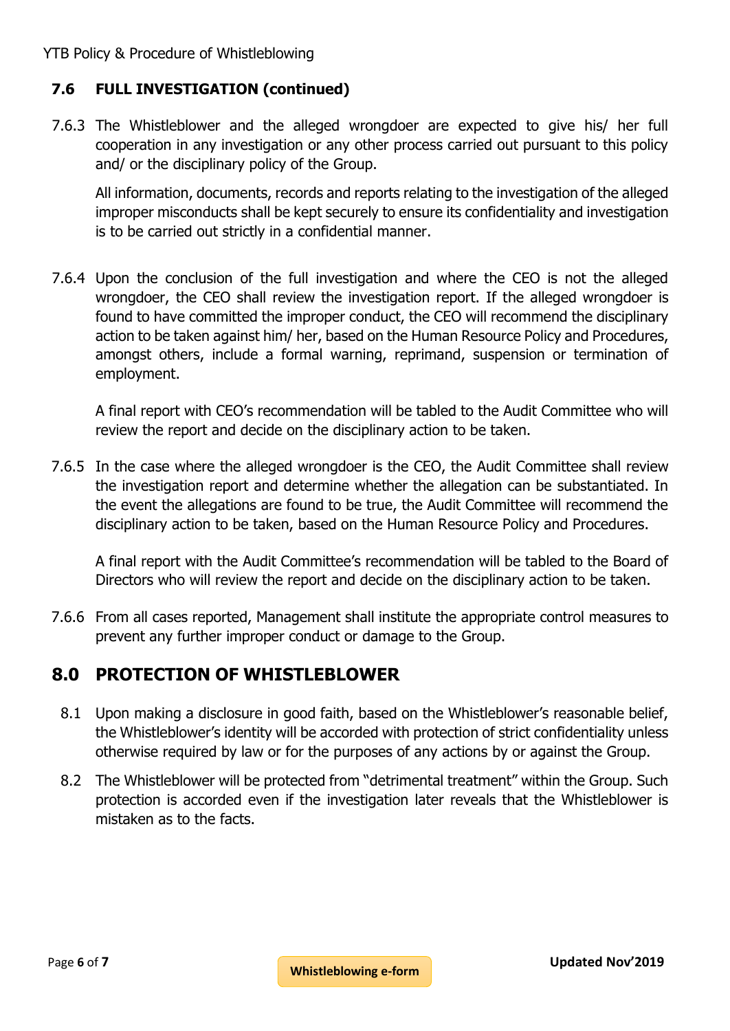## 7.6 FULL INVESTIGATION (continued)

7.6.3 The Whistleblower and the alleged wrongdoer are expected to give his/ her full cooperation in any investigation or any other process carried out pursuant to this policy and/ or the disciplinary policy of the Group.

All information, documents, records and reports relating to the investigation of the alleged improper misconducts shall be kept securely to ensure its confidentiality and investigation is to be carried out strictly in a confidential manner.

7.6.4 Upon the conclusion of the full investigation and where the CEO is not the alleged wrongdoer, the CEO shall review the investigation report. If the alleged wrongdoer is found to have committed the improper conduct, the CEO will recommend the disciplinary action to be taken against him/ her, based on the Human Resource Policy and Procedures, amongst others, include a formal warning, reprimand, suspension or termination of employment.

A final report with CEO's recommendation will be tabled to the Audit Committee who will review the report and decide on the disciplinary action to be taken.

7.6.5 In the case where the alleged wrongdoer is the CEO, the Audit Committee shall review the investigation report and determine whether the allegation can be substantiated. In the event the allegations are found to be true, the Audit Committee will recommend the disciplinary action to be taken, based on the Human Resource Policy and Procedures.

A final report with the Audit Committee's recommendation will be tabled to the Board of Directors who will review the report and decide on the disciplinary action to be taken.

7.6.6 From all cases reported, Management shall institute the appropriate control measures to prevent any further improper conduct or damage to the Group.

# 8.0 PROTECTION OF WHISTLEBLOWER

8.1 Upon making a disclosure in good faith, based on the Whistleblower's reasonable belief, the Whistleblower's identity will be accorded with protection of strict confidentiality unless otherwise required by law or for the purposes of any actions by or against the Group.

8.2 The Whistleblower will be protected from "detrimental treatment" within the Group. Such protection is accorded even if the investigation later reveals that the Whistleblower is mistaken as to the facts.

Whistleblowing e-form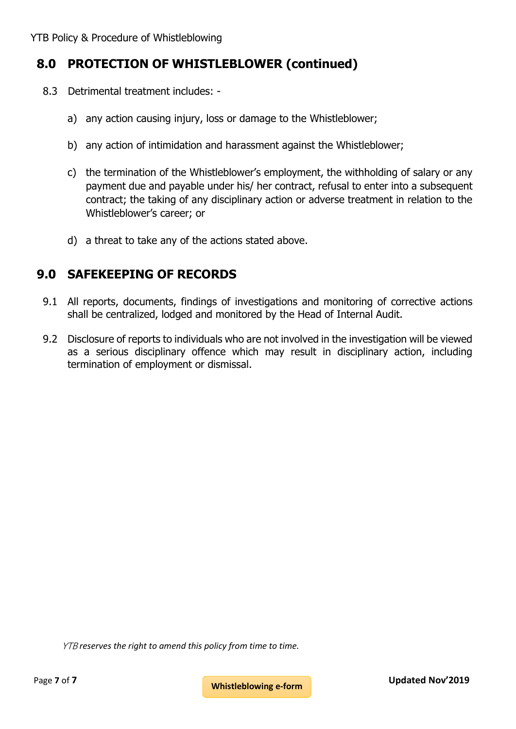## 8.0 PROTECTION OF WHISTLEBLOWER (continued)

8.3 Detrimental treatment includes: -

a) any action causing injury, loss or damage to the Whistleblower;

b) any action of intimidation and harassment against the Whistleblower;

c) the termination of the Whistleblower's employment, the withholding of salary or any payment due and payable under his/ her contract, refusal to enter into a subsequent contract; the taking of any disciplinary action or adverse treatment in relation to the Whistleblower's career; or

d) a threat to take any of the actions stated above.

## 9.0 SAFEKEEPING OF RECORDS

9.1 All reports, documents, findings of investigations and monitoring of corrective actions shall be centralized, lodged and monitored by the Head of Internal Audit.

9.2 Disclosure of reports to individuals who are not involved in the investigation will be viewed as a serious disciplinary offence which may result in disciplinary action, including termination of employment or dismissal.

*YTB reserves the right to amend this policy from time to time.*

Whistleblowing e-form

**Updated Nov'2019**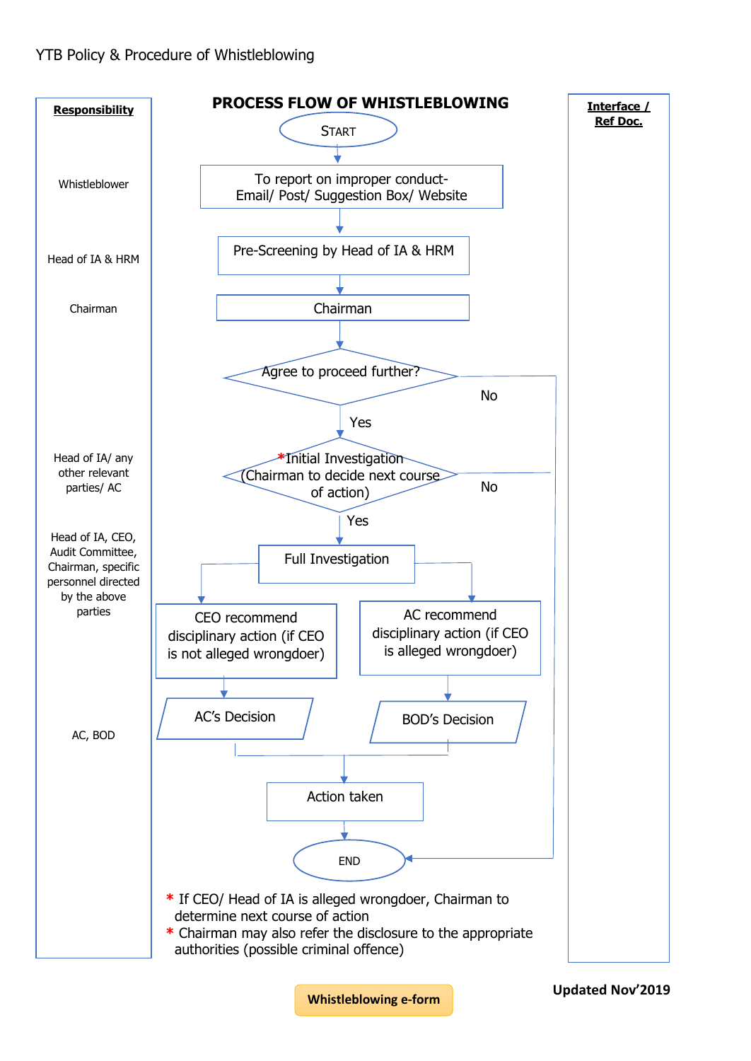## PROCESS FLOW OF WHISTLEBLOWING

| Responsibility | Process Flow | Interface / Ref Doc. |
|---|---|---|
| | START | |
| Whistleblower | To report on improper conduct- Email/ Post/ Suggestion Box/ Website | |
| Head of IA & HRM | Pre-Screening by Head of IA & HRM | |
| Chairman | Chairman | |
| | Agree to proceed further? (No → END; Yes → Initial Investigation) | |
| Head of IA/ any other relevant parties/ AC | *Initial Investigation (Chairman to decide next course of action) (No → END; Yes → Full Investigation) | |
| Head of IA, CEO, Audit Committee, Chairman, specific personnel directed by the above parties | Full Investigation → CEO recommend disciplinary action (if CEO is not alleged wrongdoer) / AC recommend disciplinary action (if CEO is alleged wrongdoer) | |
| AC, BOD | AC's Decision / BOD's Decision | |
| | Action taken | |
| | END | |

\* If CEO/ Head of IA is alleged wrongdoer, Chairman to determine next course of action

\* Chairman may also refer the disclosure to the appropriate authorities (possible criminal offence)

**Whistleblowing e-form**

**Updated Nov'2019**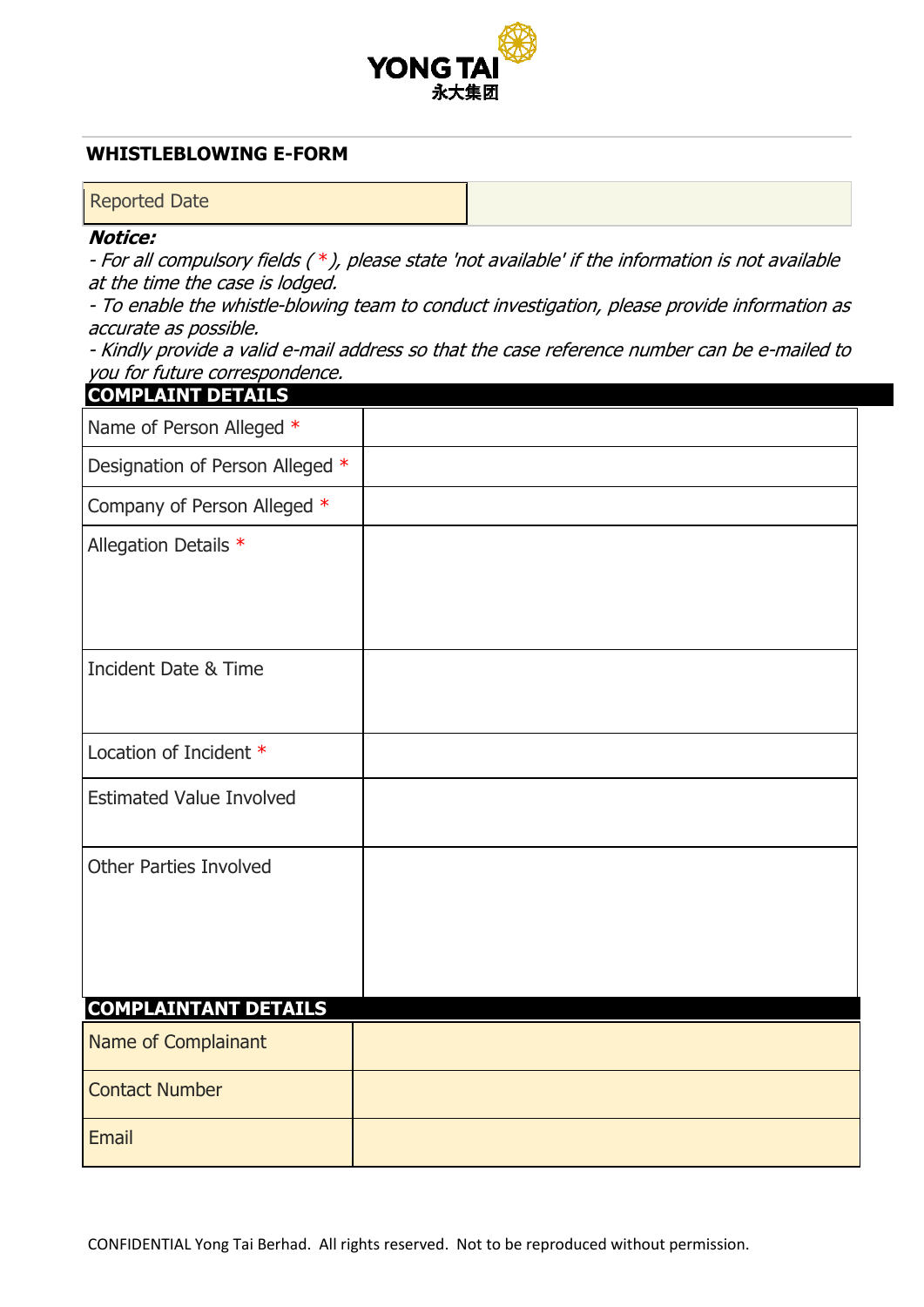YONG TAI
永大集团

## WHISTLEBLOWING E-FORM

| | |
|---|---|
| Reported Date | |

***Notice:***

*- For all compulsory fields ( * ), please state 'not available' if the information is not available at the time the case is lodged.*

*- To enable the whistle-blowing team to conduct investigation, please provide information as accurate as possible.*

*- Kindly provide a valid e-mail address so that the case reference number can be e-mailed to you for future correspondence.*

**COMPLAINT DETAILS**

| | |
|---|---|
| Name of Person Alleged * | |
| Designation of Person Alleged * | |
| Company of Person Alleged * | |
| Allegation Details * | |
| Incident Date & Time | |
| Location of Incident * | |
| Estimated Value Involved | |
| Other Parties Involved | |

**COMPLAINANT DETAILS**

| | |
|---|---|
| Name of Complainant | |
| Contact Number | |
| Email | |

CONFIDENTIAL Yong Tai Berhad. All rights reserved. Not to be reproduced without permission.